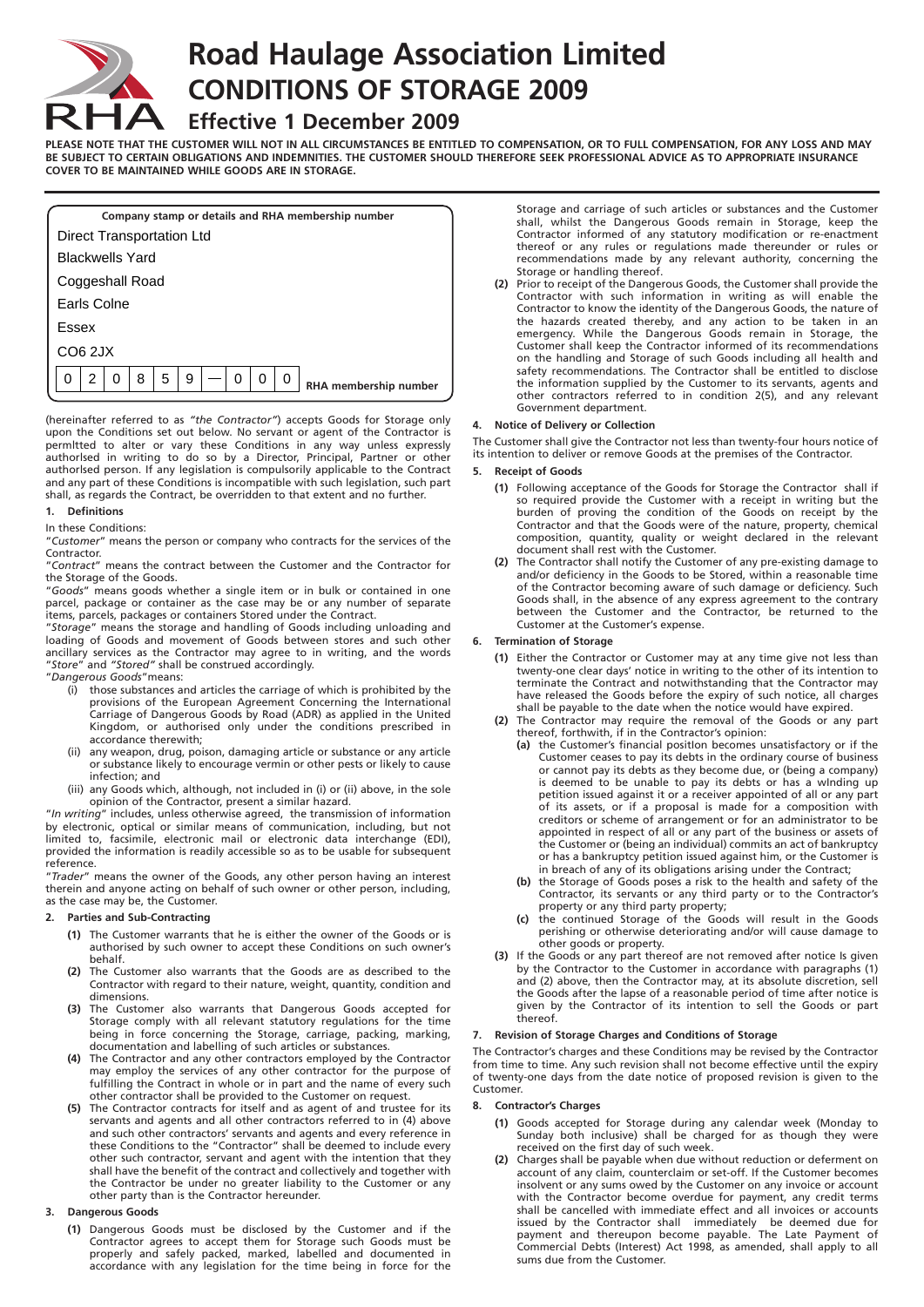# Road Haulage Association Limited

# CONDITIONS OF STORAGE 2009

## Effective 1 December 2009

**PLEASE NOTE THAT THE CUSTOMER WILL NOT IN ALL CIRCUMSTANCES BE ENTITLED TO COMPENSATION, OR TO FULL COMPENSATION, FOR ANY LOSS AND MAY BE SUBJECT TO CERTAIN OBLIGATIONS AND INDEMNITIES. THE CUSTOMER SHOULD THEREFORE SEEK PROFESSIONAL ADVICE AS TO APPROPRIATE INSURANCE COVER TO BE MAINTAINED WHILE GOODS ARE IN STORAGE.**

**Company stamp or details and RHA membership number**

Direct Transportation Ltd
Blackwells Yard
Coggeshall Road
Earls Colne
Essex
CO6 2JX

0 2 0 8 5 9 — 0 0 0 **RHA membership number**

(hereinafter referred to as *"the Contractor"*) accepts Goods for Storage only upon the Conditions set out below. No servant or agent of the Contractor is permitted to alter or vary these Conditions in any way unless expressly authorised in writing to do so by a Director, Principal, Partner or other authorised person. If any legislation is compulsorily applicable to the Contract and any part of these Conditions is incompatible with such legislation, such part shall, as regards the Contract, be overridden to that extent and no further.

### 1. Definitions

In these Conditions:

"*Customer*" means the person or company who contracts for the services of the Contractor.

"*Contract*" means the contract between the Customer and the Contractor for the Storage of the Goods.

"*Goods*" means goods whether a single item or in bulk or contained in one parcel, package or container as the case may be or any number of separate items, parcels, packages or containers Stored under the Contract.

"*Storage*" means the storage and handling of Goods including unloading and loading of Goods and movement of Goods between stores and such other ancillary services as the Contractor may agree to in writing, and the words "*Store*" and *"Stored"* shall be construed accordingly.

"*Dangerous Goods*" means:

- (i) those substances and articles the carriage of which is prohibited by the provisions of the European Agreement Concerning the International Carriage of Dangerous Goods by Road (ADR) as applied in the United Kingdom, or authorised only under the conditions prescribed in accordance therewith;
- (ii) any weapon, drug, poison, damaging article or substance or any article or substance likely to encourage vermin or other pests or likely to cause infection; and
- (iii) any Goods which, although, not included in (i) or (ii) above, in the sole opinion of the Contractor, present a similar hazard.

"*In writing*" includes, unless otherwise agreed, the transmission of information by electronic, optical or similar means of communication, including, but not limited to, facsimile, electronic mail or electronic data interchange (EDI), provided the information is readily accessible so as to be usable for subsequent reference.

"*Trader*" means the owner of the Goods, any other person having an interest therein and anyone acting on behalf of such owner or other person, including, as the case may be, the Customer.

### 2. Parties and Sub-Contracting

- **(1)** The Customer warrants that he is either the owner of the Goods or is authorised by such owner to accept these Conditions on such owner's behalf.
- **(2)** The Customer also warrants that the Goods are as described to the Contractor with regard to their nature, weight, quantity, condition and dimensions.
- **(3)** The Customer also warrants that Dangerous Goods accepted for Storage comply with all relevant statutory regulations for the time being in force concerning the Storage, carriage, packing, marking, documentation and labelling of such articles or substances.
- **(4)** The Contractor and any other contractors employed by the Contractor may employ the services of any other contractor for the purpose of fulfilling the Contract in whole or in part and the name of every such other contractor shall be provided to the Customer on request.
- **(5)** The Contractor contracts for itself and as agent of and trustee for its servants and agents and all other contractors referred to in (4) above and such other contractors' servants and agents and every reference in these Conditions to the "Contractor" shall be deemed to include every other such contractor, servant and agent with the intention that they shall have the benefit of the contract and collectively and together with the Contractor be under no greater liability to the Customer or any other party than is the Contractor hereunder.

### 3. Dangerous Goods

- **(1)** Dangerous Goods must be disclosed by the Customer and if the Contractor agrees to accept them for Storage such Goods must be properly and safely packed, marked, labelled and documented in accordance with any legislation for the time being in force for the Storage and carriage of such articles or substances and the Customer shall, whilst the Dangerous Goods remain in Storage, keep the Contractor informed of any statutory modification or re-enactment thereof or any rules or regulations made thereunder or rules or recommendations made by any relevant authority, concerning the Storage or handling thereof.
- **(2)** Prior to receipt of the Dangerous Goods, the Customer shall provide the Contractor with such information in writing as will enable the Contractor to know the identity of the Dangerous Goods, the nature of the hazards created thereby, and any action to be taken in an emergency. While the Dangerous Goods remain in Storage, the Customer shall keep the Contractor informed of its recommendations on the handling and Storage of such Goods including all health and safety recommendations. The Contractor shall be entitled to disclose the information supplied by the Customer to its servants, agents and other contractors referred to in condition 2(5), and any relevant Government department.

### 4. Notice of Delivery or Collection

The Customer shall give the Contractor not less than twenty-four hours notice of its intention to deliver or remove Goods at the premises of the Contractor.

### 5. Receipt of Goods

- **(1)** Following acceptance of the Goods for Storage the Contractor shall if so required provide the Customer with a receipt in writing but the burden of proving the condition of the Goods on receipt by the Contractor and that the Goods were of the nature, property, chemical composition, quantity, quality or weight declared in the relevant document shall rest with the Customer.
- **(2)** The Contractor shall notify the Customer of any pre-existing damage to and/or deficiency in the Goods to be Stored, within a reasonable time of the Contractor becoming aware of such damage or deficiency. Such Goods shall, in the absence of any express agreement to the contrary between the Customer and the Contractor, be returned to the Customer at the Customer's expense.

### 6. Termination of Storage

- **(1)** Either the Contractor or Customer may at any time give not less than twenty-one clear days' notice in writing to the other of its intention to terminate the Contract and notwithstanding that the Contractor may have released the Goods before the expiry of such notice, all charges shall be payable to the date when the notice would have expired.
- **(2)** The Contractor may require the removal of the Goods or any part thereof, forthwith, if in the Contractor's opinion:
  - **(a)** the Customer's financial position becomes unsatisfactory or if the Customer ceases to pay its debts in the ordinary course of business or cannot pay its debts as they become due, or (being a company) is deemed to be unable to pay its debts or has a winding up petition issued against it or a receiver appointed of all or any part of its assets, or if a proposal is made for a composition with creditors or scheme of arrangement or for an administrator to be appointed in respect of all or any part of the business or assets of the Customer or (being an individual) commits an act of bankruptcy or has a bankruptcy petition issued against him, or the Customer is in breach of any of its obligations arising under the Contract;
  - **(b)** the Storage of Goods poses a risk to the health and safety of the Contractor, its servants or any third party or to the Contractor's property or any third party property;
  - **(c)** the continued Storage of the Goods will result in the Goods perishing or otherwise deteriorating and/or will cause damage to other goods or property.
- **(3)** If the Goods or any part thereof are not removed after notice is given by the Contractor to the Customer in accordance with paragraphs (1) and (2) above, then the Contractor may, at its absolute discretion, sell the Goods after the lapse of a reasonable period of time after notice is given by the Contractor of its intention to sell the Goods or part thereof.

### 7. Revision of Storage Charges and Conditions of Storage

The Contractor's charges and these Conditions may be revised by the Contractor from time to time. Any such revision shall not become effective until the expiry of twenty-one days from the date notice of proposed revision is given to the Customer.

### 8. Contractor's Charges

- **(1)** Goods accepted for Storage during any calendar week (Monday to Sunday both inclusive) shall be charged for as though they were received on the first day of such week.
- **(2)** Charges shall be payable when due without reduction or deferment on account of any claim, counterclaim or set-off. If the Customer becomes insolvent or any sums owed by the Customer on any invoice or account with the Contractor become overdue for payment, any credit terms shall be cancelled with immediate effect and all invoices or accounts issued by the Contractor shall immediately be deemed due for payment and thereupon become payable. The Late Payment of Commercial Debts (Interest) Act 1998, as amended, shall apply to all sums due from the Customer.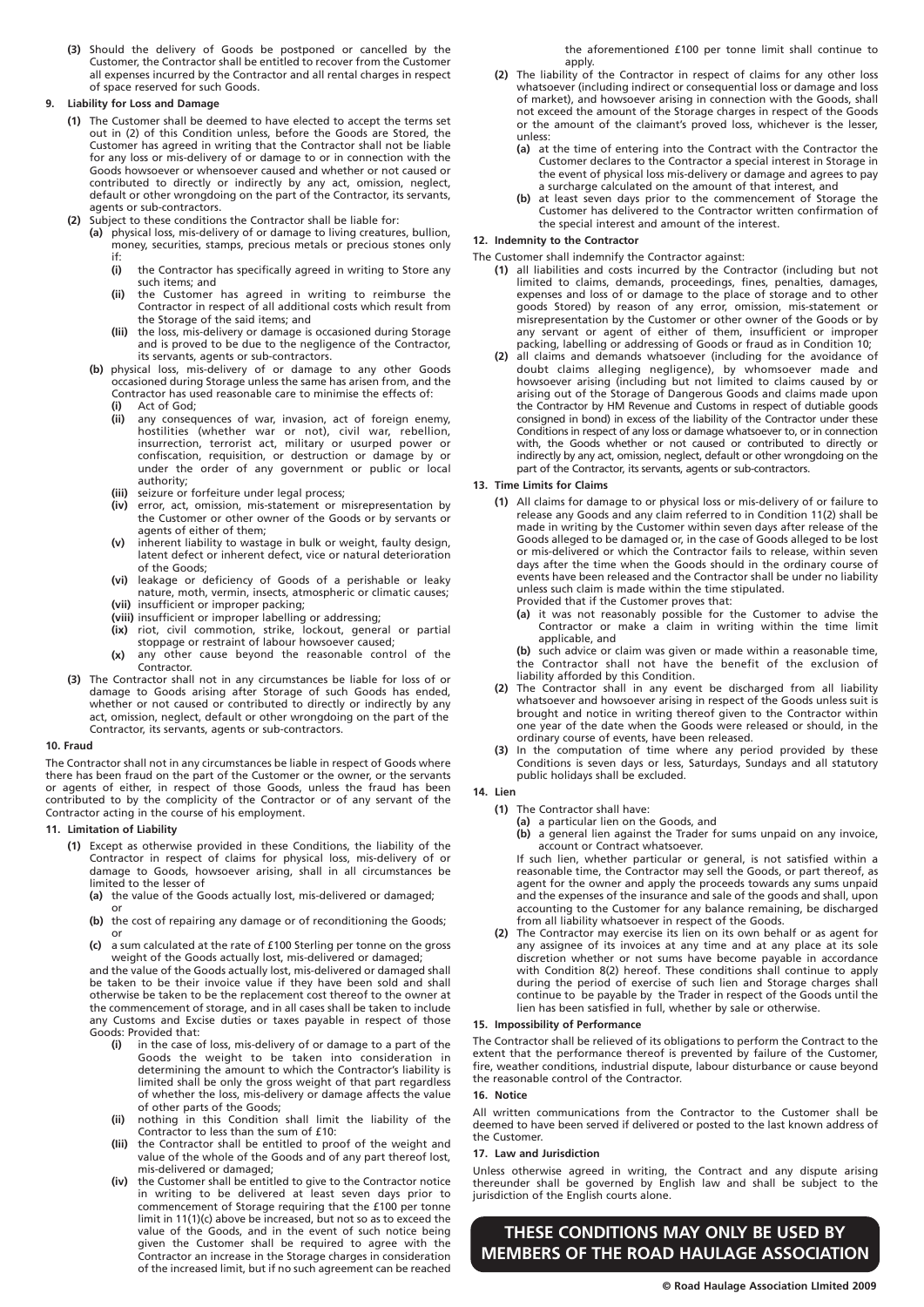**(3)** Should the delivery of Goods be postponed or cancelled by the Customer, the Contractor shall be entitled to recover from the Customer all expenses incurred by the Contractor and all rental charges in respect of space reserved for such Goods.

**9. Liability for Loss and Damage**

**(1)** The Customer shall be deemed to have elected to accept the terms set out in (2) of this Condition unless, before the Goods are Stored, the Customer has agreed in writing that the Contractor shall not be liable for any loss or mis-delivery of or damage to or in connection with the Goods howsoever or whensoever caused and whether or not caused or contributed to directly or indirectly by any act, omission, neglect, default or other wrongdoing on the part of the Contractor, its servants, agents or sub-contractors.

**(2)** Subject to these conditions the Contractor shall be liable for:

**(a)** physical loss, mis-delivery of or damage to living creatures, bullion, money, securities, stamps, precious metals or precious stones only if:

- **(i)** the Contractor has specifically agreed in writing to Store any such items; and
- **(ii)** the Customer has agreed in writing to reimburse the Contractor in respect of all additional costs which result from the Storage of the said items; and
- **(iii)** the loss, mis-delivery or damage is occasioned during Storage and is proved to be due to the negligence of the Contractor, its servants, agents or sub-contractors.

**(b)** physical loss, mis-delivery of or damage to any other Goods occasioned during Storage unless the same has arisen from, and the Contractor has used reasonable care to minimise the effects of:

- **(i)** Act of God;
- **(ii)** any consequences of war, invasion, act of foreign enemy, hostilities (whether war or not), civil war, rebellion, insurrection, terrorist act, military or usurped power or confiscation, requisition, or destruction or damage by or under the order of any government or public or local authority;
- **(iii)** seizure or forfeiture under legal process;
- **(iv)** error, act, omission, mis-statement or misrepresentation by the Customer or other owner of the Goods or by servants or agents of either of them;
- **(v)** inherent liability to wastage in bulk or weight, faulty design, latent defect or inherent defect, vice or natural deterioration of the Goods;
- **(vi)** leakage or deficiency of Goods of a perishable or leaky nature, moth, vermin, insects, atmospheric or climatic causes;
- **(vii)** insufficient or improper packing;
- **(viii)** insufficient or improper labelling or addressing;
- **(ix)** riot, civil commotion, strike, lockout, general or partial stoppage or restraint of labour howsoever caused;
- **(x)** any other cause beyond the reasonable control of the Contractor.

**(3)** The Contractor shall not in any circumstances be liable for loss of or damage to Goods arising after Storage of such Goods has ended, whether or not caused or contributed to directly or indirectly by any act, omission, neglect, default or other wrongdoing on the part of the Contractor, its servants, agents or sub-contractors.

**10. Fraud**

The Contractor shall not in any circumstances be liable in respect of Goods where there has been fraud on the part of the Customer or the owner, or the servants or agents of either, in respect of those Goods, unless the fraud has been contributed to by the complicity of the Contractor or of any servant of the Contractor acting in the course of his employment.

**11. Limitation of Liability**

**(1)** Except as otherwise provided in these Conditions, the liability of the Contractor in respect of claims for physical loss, mis-delivery of or damage to Goods, howsoever arising, shall in all circumstances be limited to the lesser of

**(a)** the value of the Goods actually lost, mis-delivered or damaged; or

**(b)** the cost of repairing any damage or of reconditioning the Goods; or

**(c)** a sum calculated at the rate of £100 Sterling per tonne on the gross weight of the Goods actually lost, mis-delivered or damaged;

and the value of the Goods actually lost, mis-delivered or damaged shall be taken to be their invoice value if they have been sold and shall otherwise be taken to be the replacement cost thereof to the owner at the commencement of storage, and in all cases shall be taken to include any Customs and Excise duties or taxes payable in respect of those Goods: Provided that:

- **(i)** in the case of loss, mis-delivery of or damage to a part of the Goods the weight to be taken into consideration in determining the amount to which the Contractor's liability is limited shall be only the gross weight of that part regardless of whether the loss, mis-delivery or damage affects the value of other parts of the Goods;
- **(ii)** nothing in this Condition shall limit the liability of the Contractor to less than the sum of £10:
- **(iii)** the Contractor shall be entitled to proof of the weight and value of the whole of the Goods and of any part thereof lost, mis-delivered or damaged;
- **(iv)** the Customer shall be entitled to give to the Contractor notice in writing to be delivered at least seven days prior to commencement of Storage requiring that the £100 per tonne limit in 11(1)(c) above be increased, but not so as to exceed the value of the Goods, and in the event of such notice being given the Customer shall be required to agree with the Contractor an increase in the Storage charges in consideration of the increased limit, but if no such agreement can be reached the aforementioned £100 per tonne limit shall continue to apply.

**(2)** The liability of the Contractor in respect of claims for any other loss whatsoever (including indirect or consequential loss or damage and loss of market), and howsoever arising in connection with the Goods, shall not exceed the amount of the Storage charges in respect of the Goods or the amount of the claimant's proved loss, whichever is the lesser, unless:

**(a)** at the time of entering into the Contract with the Contractor the Customer declares to the Contractor a special interest in Storage in the event of physical loss mis-delivery or damage and agrees to pay a surcharge calculated on the amount of that interest, and

**(b)** at least seven days prior to the commencement of Storage the Customer has delivered to the Contractor written confirmation of the special interest and amount of the interest.

**12. Indemnity to the Contractor**

The Customer shall indemnify the Contractor against:

**(1)** all liabilities and costs incurred by the Contractor (including but not limited to claims, demands, proceedings, fines, penalties, damages, expenses and loss of or damage to the place of storage and to other goods Stored) by reason of any error, omission, mis-statement or misrepresentation by the Customer or other owner of the Goods or by any servant or agent of either of them, insufficient or improper packing, labelling or addressing of Goods or fraud as in Condition 10;

**(2)** all claims and demands whatsoever (including for the avoidance of doubt claims alleging negligence), by whomsoever made and howsoever arising (including but not limited to claims caused by or arising out of the Storage of Dangerous Goods and claims made upon the Contractor by HM Revenue and Customs in respect of dutiable goods consigned in bond) in excess of the liability of the Contractor under these Conditions in respect of any loss or damage whatsoever to, or in connection with, the Goods whether or not caused or contributed to directly or indirectly by any act, omission, neglect, default or other wrongdoing on the part of the Contractor, its servants, agents or sub-contractors.

**13. Time Limits for Claims**

**(1)** All claims for damage to or physical loss or mis-delivery of or failure to release any Goods and any claim referred to in Condition 11(2) shall be made in writing by the Customer within seven days after release of the Goods alleged to be damaged or, in the case of Goods alleged to be lost or mis-delivered or which the Contractor fails to release, within seven days after the time when the Goods should in the ordinary course of events have been released and the Contractor shall be under no liability unless such claim is made within the time stipulated.

Provided that if the Customer proves that:

**(a)** it was not reasonably possible for the Customer to advise the Contractor or make a claim in writing within the time limit applicable, and

**(b)** such advice or claim was given or made within a reasonable time, the Contractor shall not have the benefit of the exclusion of liability afforded by this Condition.

**(2)** The Contractor shall in any event be discharged from all liability whatsoever and howsoever arising in respect of the Goods unless suit is brought and notice in writing thereof given to the Contractor within one year of the date when the Goods were released or should, in the ordinary course of events, have been released.

**(3)** In the computation of time where any period provided by these Conditions is seven days or less, Saturdays, Sundays and all statutory public holidays shall be excluded.

**14. Lien**

**(1)** The Contractor shall have:

**(a)** a particular lien on the Goods, and

**(b)** a general lien against the Trader for sums unpaid on any invoice, account or Contract whatsoever.

If such lien, whether particular or general, is not satisfied within a reasonable time, the Contractor may sell the Goods, or part thereof, as agent for the owner and apply the proceeds towards any sums unpaid and the expenses of the insurance and sale of the goods and shall, upon accounting to the Customer for any balance remaining, be discharged from all liability whatsoever in respect of the Goods.

**(2)** The Contractor may exercise its lien on its own behalf or as agent for any assignee of its invoices at any time and at any place at its sole discretion whether or not sums have become payable in accordance with Condition 8(2) hereof. These conditions shall continue to apply during the period of exercise of such lien and Storage charges shall continue to be payable by the Trader in respect of the Goods until the lien has been satisfied in full, whether by sale or otherwise.

**15. Impossibility of Performance**

The Contractor shall be relieved of its obligations to perform the Contract to the extent that the performance thereof is prevented by failure of the Customer, fire, weather conditions, industrial dispute, labour disturbance or cause beyond the reasonable control of the Contractor.

**16. Notice**

All written communications from the Contractor to the Customer shall be deemed to have been served if delivered or posted to the last known address of the Customer.

**17. Law and Jurisdiction**

Unless otherwise agreed in writing, the Contract and any dispute arising thereunder shall be governed by English law and shall be subject to the jurisdiction of the English courts alone.

**THESE CONDITIONS MAY ONLY BE USED BY MEMBERS OF THE ROAD HAULAGE ASSOCIATION**

© Road Haulage Association LImited 2009